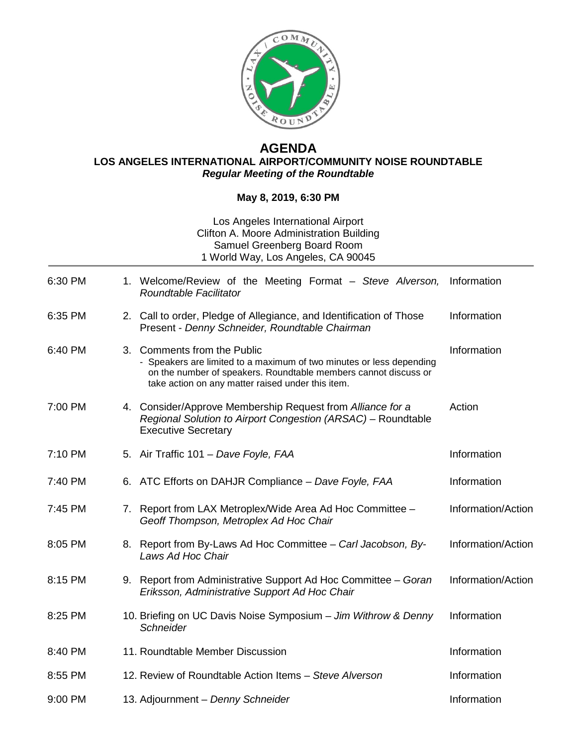# AGENDA

## LOS ANGELES INTERNATIONAL AIRPORT/COMMUNITY NOISE ROUNDTABLE

***Regular Meeting of the Roundtable***

**May 8, 2019, 6:30 PM**

Los Angeles International Airport
Clifton A. Moore Administration Building
Samuel Greenberg Board Room
1 World Way, Los Angeles, CA 90045

| Time | Item | Type |
|---|---|---|
| 6:30 PM | 1. Welcome/Review of the Meeting Format – *Steve Alverson, Roundtable Facilitator* | Information |
| 6:35 PM | 2. Call to order, Pledge of Allegiance, and Identification of Those Present - *Denny Schneider, Roundtable Chairman* | Information |
| 6:40 PM | 3. Comments from the Public<br>- Speakers are limited to a maximum of two minutes or less depending on the number of speakers. Roundtable members cannot discuss or take action on any matter raised under this item. | Information |
| 7:00 PM | 4. Consider/Approve Membership Request from *Alliance for a Regional Solution to Airport Congestion (ARSAC)* – Roundtable Executive Secretary | Action |
| 7:10 PM | 5. Air Traffic 101 – *Dave Foyle, FAA* | Information |
| 7:40 PM | 6. ATC Efforts on DAHJR Compliance – *Dave Foyle, FAA* | Information |
| 7:45 PM | 7. Report from LAX Metroplex/Wide Area Ad Hoc Committee – *Geoff Thompson, Metroplex Ad Hoc Chair* | Information/Action |
| 8:05 PM | 8. Report from By-Laws Ad Hoc Committee – *Carl Jacobson, By-Laws Ad Hoc Chair* | Information/Action |
| 8:15 PM | 9. Report from Administrative Support Ad Hoc Committee – *Goran Eriksson, Administrative Support Ad Hoc Chair* | Information/Action |
| 8:25 PM | 10. Briefing on UC Davis Noise Symposium – *Jim Withrow & Denny Schneider* | Information |
| 8:40 PM | 11. Roundtable Member Discussion | Information |
| 8:55 PM | 12. Review of Roundtable Action Items – *Steve Alverson* | Information |
| 9:00 PM | 13. Adjournment – *Denny Schneider* | Information |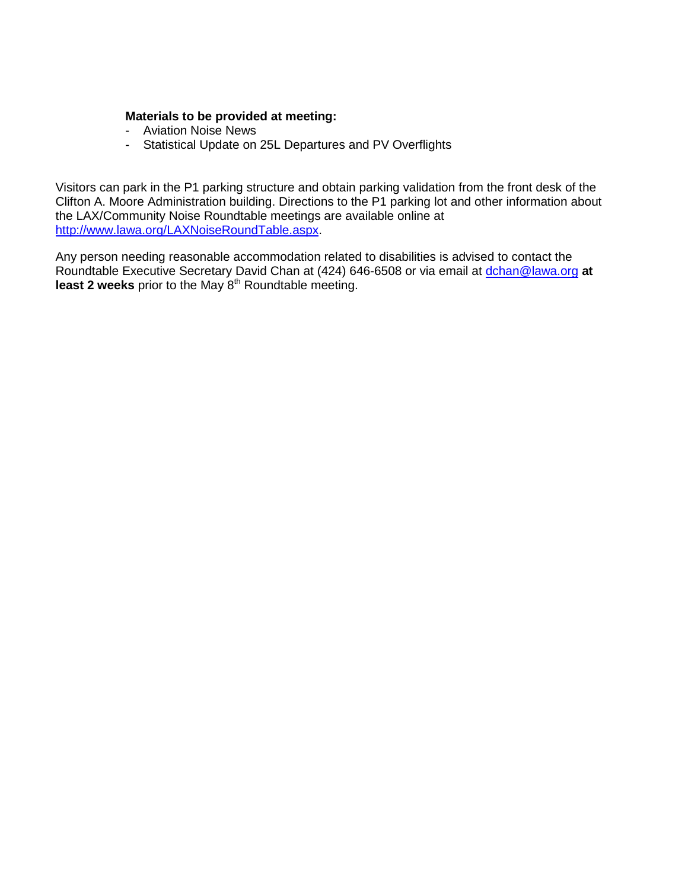**Materials to be provided at meeting:**

- Aviation Noise News
- Statistical Update on 25L Departures and PV Overflights

Visitors can park in the P1 parking structure and obtain parking validation from the front desk of the Clifton A. Moore Administration building. Directions to the P1 parking lot and other information about the LAX/Community Noise Roundtable meetings are available online at http://www.lawa.org/LAXNoiseRoundTable.aspx.

Any person needing reasonable accommodation related to disabilities is advised to contact the Roundtable Executive Secretary David Chan at (424) 646-6508 or via email at dchan@lawa.org **at least 2 weeks** prior to the May 8th Roundtable meeting.